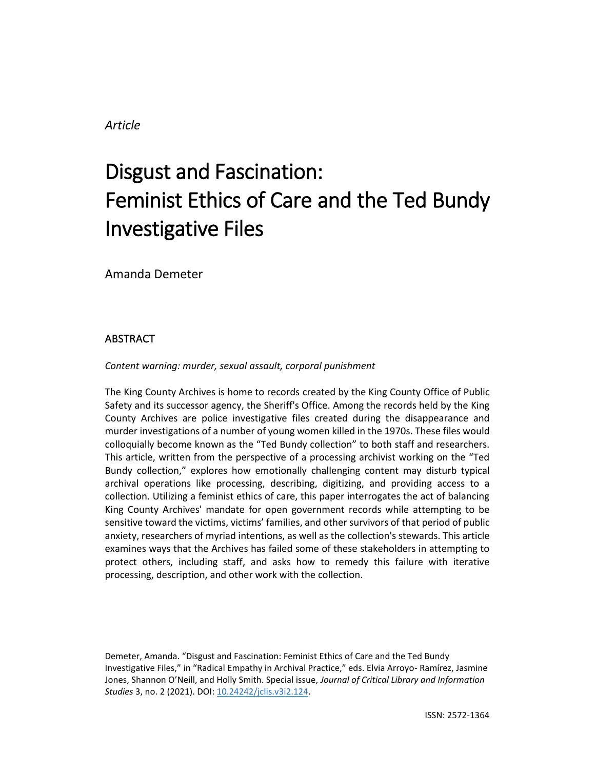*Article*

# Disgust and Fascination: Feminist Ethics of Care and the Ted Bundy Investigative Files

Amanda Demeter

## ABSTRACT

*Content warning: murder, sexual assault, corporal punishment*

The King County Archives is home to records created by the King County Office of Public Safety and its successor agency, the Sheriff's Office. Among the records held by the King County Archives are police investigative files created during the disappearance and murder investigations of a number of young women killed in the 1970s. These files would colloquially become known as the "Ted Bundy collection" to both staff and researchers. This article, written from the perspective of a processing archivist working on the "Ted Bundy collection," explores how emotionally challenging content may disturb typical archival operations like processing, describing, digitizing, and providing access to a collection. Utilizing a feminist ethics of care, this paper interrogates the act of balancing King County Archives' mandate for open government records while attempting to be sensitive toward the victims, victims' families, and other survivors of that period of public anxiety, researchers of myriad intentions, as well as the collection's stewards. This article examines ways that the Archives has failed some of these stakeholders in attempting to protect others, including staff, and asks how to remedy this failure with iterative processing, description, and other work with the collection.

Demeter, Amanda. "Disgust and Fascination: Feminist Ethics of Care and the Ted Bundy Investigative Files," in "Radical Empathy in Archival Practice," eds. Elvia Arroyo- Ramírez, Jasmine Jones, Shannon O'Neill, and Holly Smith. Special issue, *Journal of Critical Library and Information Studies* 3, no. 2 (2021). DOI: 10.24242/jclis.v3i2.124.

ISSN: 2572-1364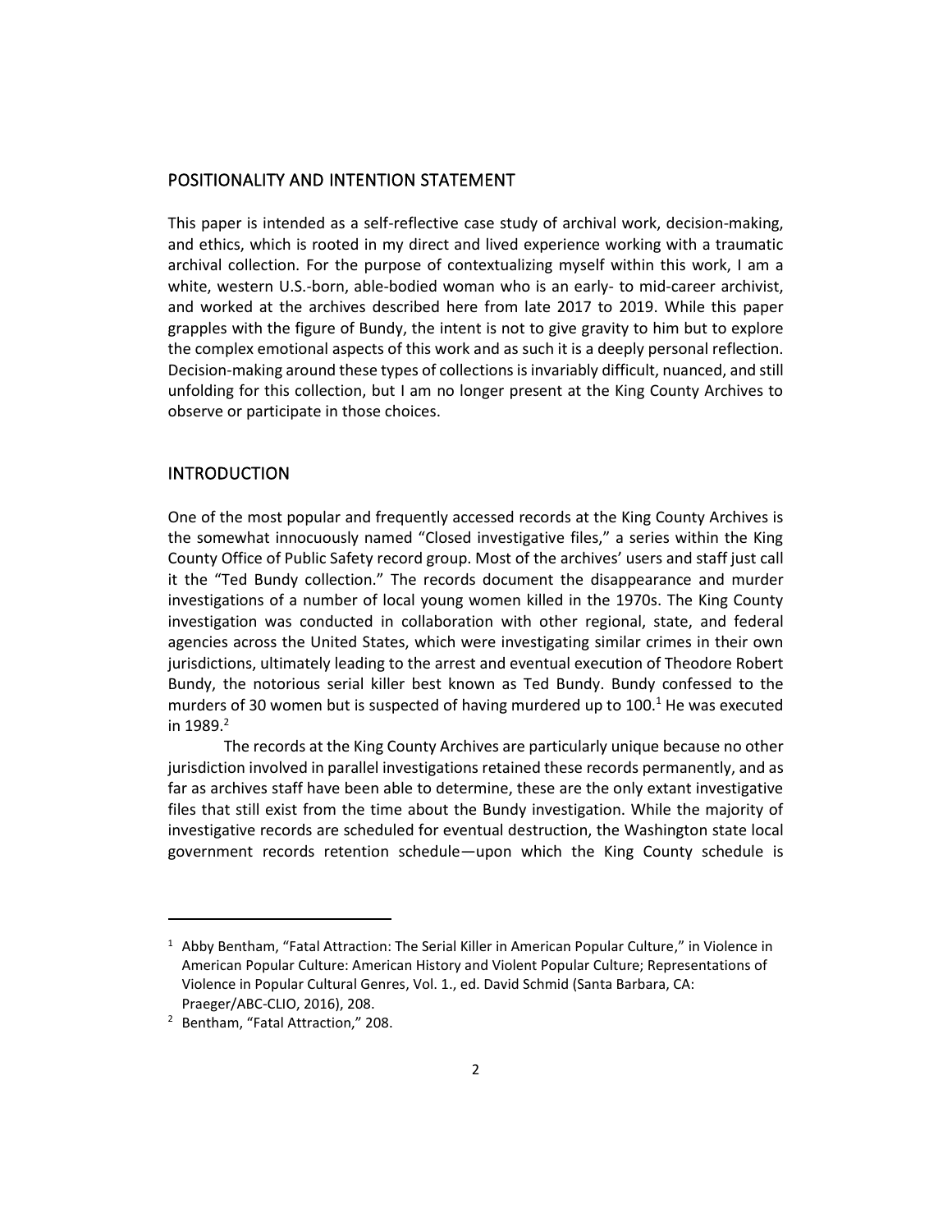## POSITIONALITY AND INTENTION STATEMENT

This paper is intended as a self-reflective case study of archival work, decision-making, and ethics, which is rooted in my direct and lived experience working with a traumatic archival collection. For the purpose of contextualizing myself within this work, I am a white, western U.S.-born, able-bodied woman who is an early- to mid-career archivist, and worked at the archives described here from late 2017 to 2019. While this paper grapples with the figure of Bundy, the intent is not to give gravity to him but to explore the complex emotional aspects of this work and as such it is a deeply personal reflection. Decision-making around these types of collections is invariably difficult, nuanced, and still unfolding for this collection, but I am no longer present at the King County Archives to observe or participate in those choices.

## INTRODUCTION

One of the most popular and frequently accessed records at the King County Archives is the somewhat innocuously named "Closed investigative files," a series within the King County Office of Public Safety record group. Most of the archives' users and staff just call it the "Ted Bundy collection." The records document the disappearance and murder investigations of a number of local young women killed in the 1970s. The King County investigation was conducted in collaboration with other regional, state, and federal agencies across the United States, which were investigating similar crimes in their own jurisdictions, ultimately leading to the arrest and eventual execution of Theodore Robert Bundy, the notorious serial killer best known as Ted Bundy. Bundy confessed to the murders of 30 women but is suspected of having murdered up to 100.[1] He was executed in 1989.[2]

The records at the King County Archives are particularly unique because no other jurisdiction involved in parallel investigations retained these records permanently, and as far as archives staff have been able to determine, these are the only extant investigative files that still exist from the time about the Bundy investigation. While the majority of investigative records are scheduled for eventual destruction, the Washington state local government records retention schedule—upon which the King County schedule is

---

[1] Abby Bentham, "Fatal Attraction: The Serial Killer in American Popular Culture," in Violence in American Popular Culture: American History and Violent Popular Culture; Representations of Violence in Popular Cultural Genres, Vol. 1., ed. David Schmid (Santa Barbara, CA: Praeger/ABC-CLIO, 2016), 208.

[2] Bentham, "Fatal Attraction," 208.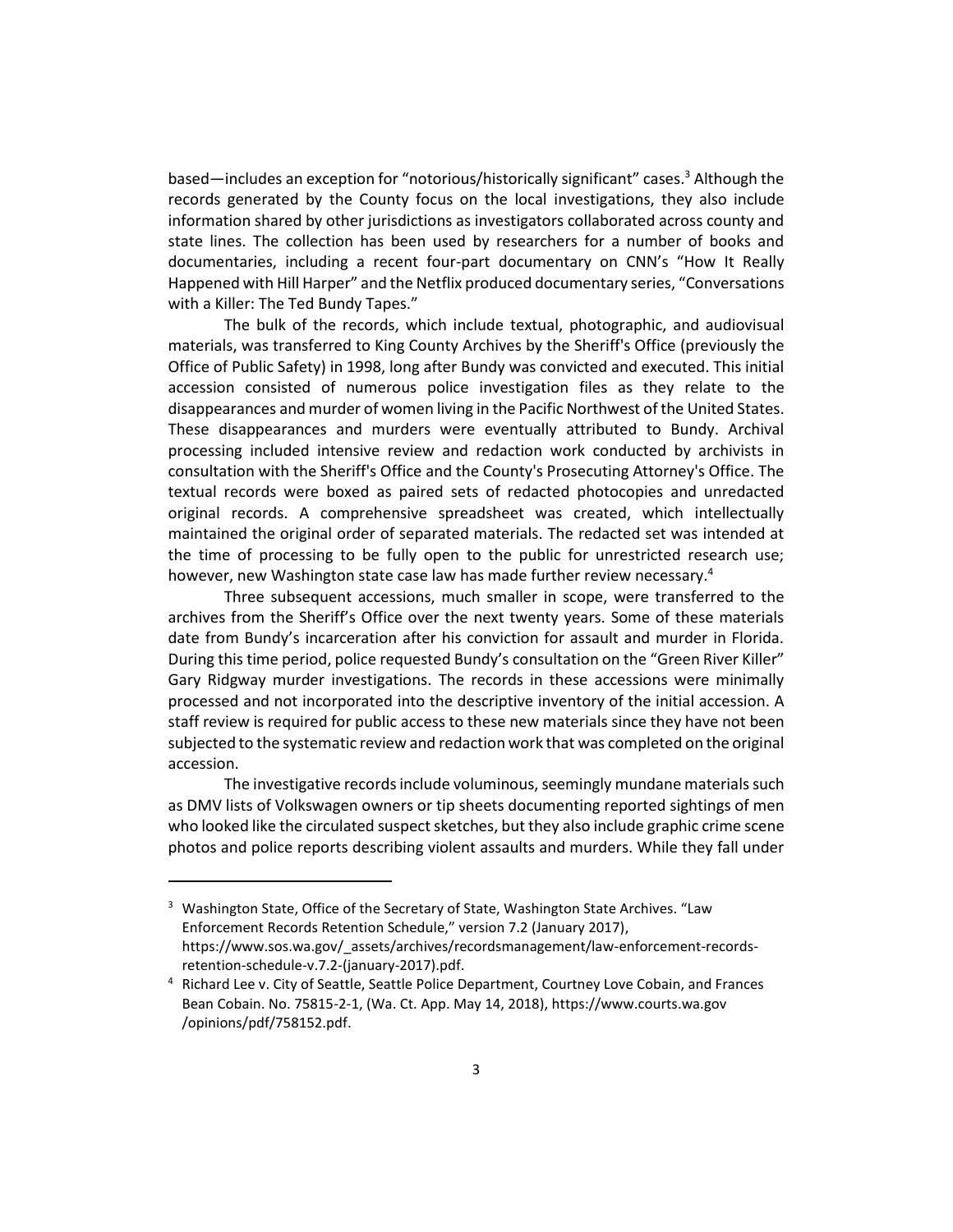based—includes an exception for "notorious/historically significant" cases.[3] Although the records generated by the County focus on the local investigations, they also include information shared by other jurisdictions as investigators collaborated across county and state lines. The collection has been used by researchers for a number of books and documentaries, including a recent four-part documentary on CNN's "How It Really Happened with Hill Harper" and the Netflix produced documentary series, "Conversations with a Killer: The Ted Bundy Tapes."

The bulk of the records, which include textual, photographic, and audiovisual materials, was transferred to King County Archives by the Sheriff's Office (previously the Office of Public Safety) in 1998, long after Bundy was convicted and executed. This initial accession consisted of numerous police investigation files as they relate to the disappearances and murder of women living in the Pacific Northwest of the United States. These disappearances and murders were eventually attributed to Bundy. Archival processing included intensive review and redaction work conducted by archivists in consultation with the Sheriff's Office and the County's Prosecuting Attorney's Office. The textual records were boxed as paired sets of redacted photocopies and unredacted original records. A comprehensive spreadsheet was created, which intellectually maintained the original order of separated materials. The redacted set was intended at the time of processing to be fully open to the public for unrestricted research use; however, new Washington state case law has made further review necessary.[4]

Three subsequent accessions, much smaller in scope, were transferred to the archives from the Sheriff's Office over the next twenty years. Some of these materials date from Bundy's incarceration after his conviction for assault and murder in Florida. During this time period, police requested Bundy's consultation on the "Green River Killer" Gary Ridgway murder investigations. The records in these accessions were minimally processed and not incorporated into the descriptive inventory of the initial accession. A staff review is required for public access to these new materials since they have not been subjected to the systematic review and redaction work that was completed on the original accession.

The investigative records include voluminous, seemingly mundane materials such as DMV lists of Volkswagen owners or tip sheets documenting reported sightings of men who looked like the circulated suspect sketches, but they also include graphic crime scene photos and police reports describing violent assaults and murders. While they fall under

---

[3] Washington State, Office of the Secretary of State, Washington State Archives. "Law Enforcement Records Retention Schedule," version 7.2 (January 2017), https://www.sos.wa.gov/_assets/archives/recordsmanagement/law-enforcement-records-retention-schedule-v.7.2-(january-2017).pdf.

[4] Richard Lee v. City of Seattle, Seattle Police Department, Courtney Love Cobain, and Frances Bean Cobain. No. 75815-2-1, (Wa. Ct. App. May 14, 2018), https://www.courts.wa.gov/opinions/pdf/758152.pdf.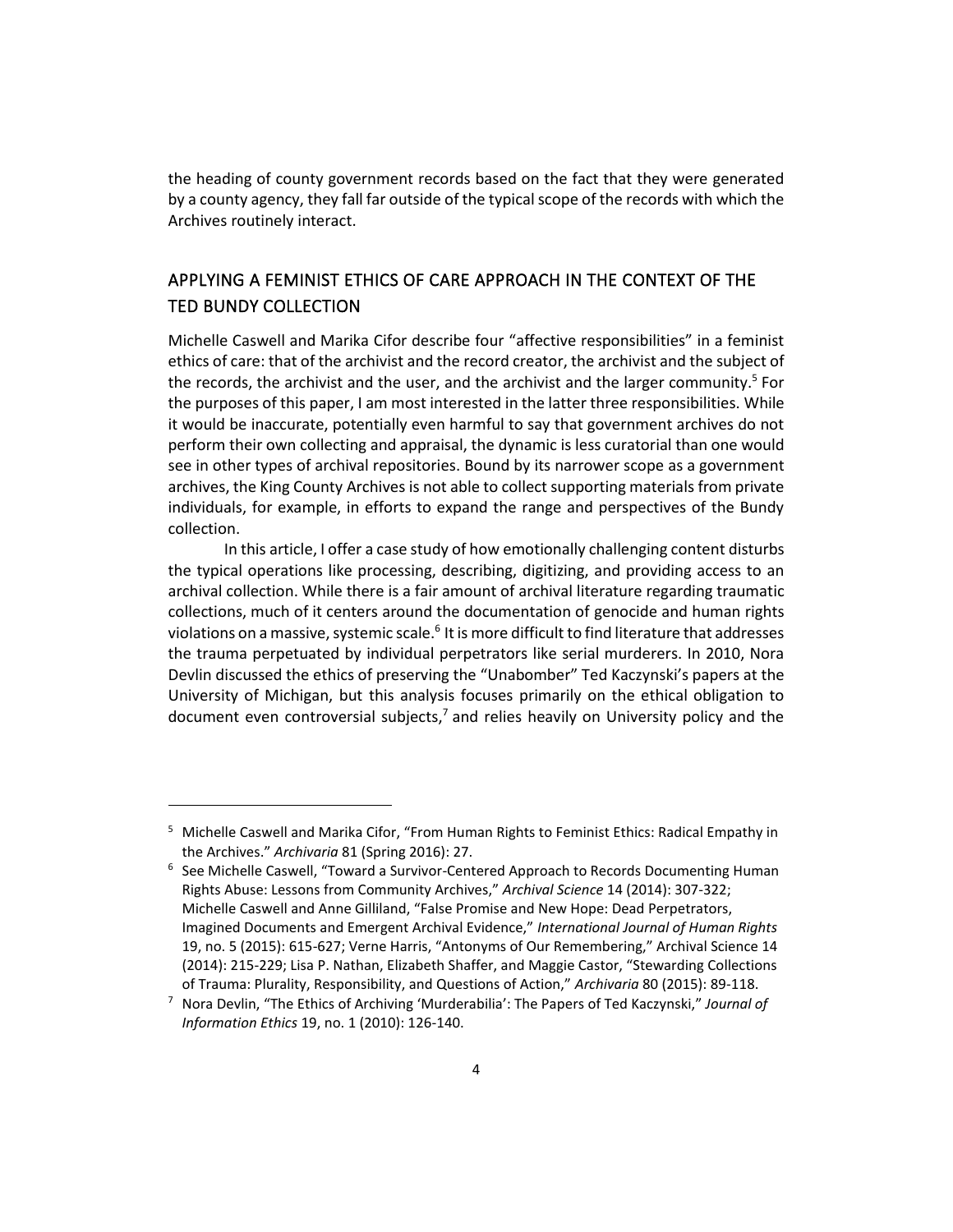the heading of county government records based on the fact that they were generated by a county agency, they fall far outside of the typical scope of the records with which the Archives routinely interact.

## APPLYING A FEMINIST ETHICS OF CARE APPROACH IN THE CONTEXT OF THE TED BUNDY COLLECTION

Michelle Caswell and Marika Cifor describe four "affective responsibilities" in a feminist ethics of care: that of the archivist and the record creator, the archivist and the subject of the records, the archivist and the user, and the archivist and the larger community.[5] For the purposes of this paper, I am most interested in the latter three responsibilities. While it would be inaccurate, potentially even harmful to say that government archives do not perform their own collecting and appraisal, the dynamic is less curatorial than one would see in other types of archival repositories. Bound by its narrower scope as a government archives, the King County Archives is not able to collect supporting materials from private individuals, for example, in efforts to expand the range and perspectives of the Bundy collection.

In this article, I offer a case study of how emotionally challenging content disturbs the typical operations like processing, describing, digitizing, and providing access to an archival collection. While there is a fair amount of archival literature regarding traumatic collections, much of it centers around the documentation of genocide and human rights violations on a massive, systemic scale.[6] It is more difficult to find literature that addresses the trauma perpetuated by individual perpetrators like serial murderers. In 2010, Nora Devlin discussed the ethics of preserving the "Unabomber" Ted Kaczynski's papers at the University of Michigan, but this analysis focuses primarily on the ethical obligation to document even controversial subjects,[7] and relies heavily on University policy and the

---

[5] Michelle Caswell and Marika Cifor, "From Human Rights to Feminist Ethics: Radical Empathy in the Archives." *Archivaria* 81 (Spring 2016): 27.

[6] See Michelle Caswell, "Toward a Survivor-Centered Approach to Records Documenting Human Rights Abuse: Lessons from Community Archives," *Archival Science* 14 (2014): 307-322; Michelle Caswell and Anne Gilliland, "False Promise and New Hope: Dead Perpetrators, Imagined Documents and Emergent Archival Evidence," *International Journal of Human Rights* 19, no. 5 (2015): 615-627; Verne Harris, "Antonyms of Our Remembering," Archival Science 14 (2014): 215-229; Lisa P. Nathan, Elizabeth Shaffer, and Maggie Castor, "Stewarding Collections of Trauma: Plurality, Responsibility, and Questions of Action," *Archivaria* 80 (2015): 89-118.

[7] Nora Devlin, "The Ethics of Archiving 'Murderabilia': The Papers of Ted Kaczynski," *Journal of Information Ethics* 19, no. 1 (2010): 126-140.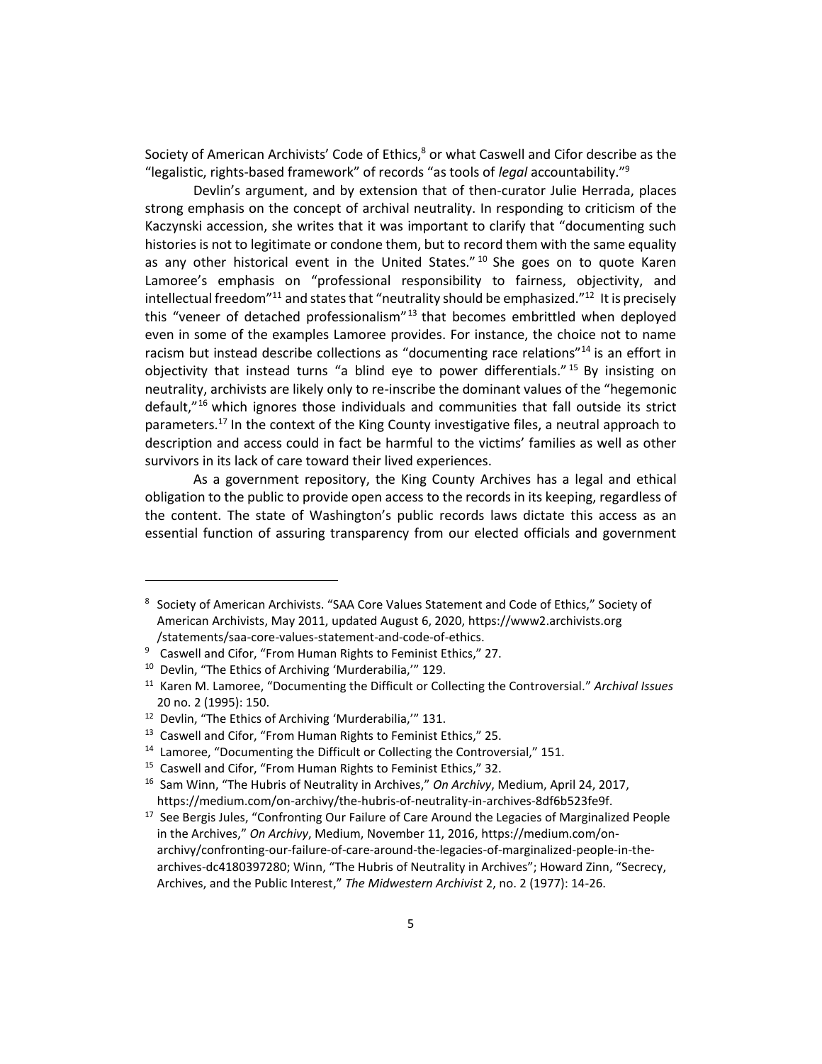Society of American Archivists' Code of Ethics,[8] or what Caswell and Cifor describe as the "legalistic, rights-based framework" of records "as tools of *legal* accountability."[9]

Devlin's argument, and by extension that of then-curator Julie Herrada, places strong emphasis on the concept of archival neutrality. In responding to criticism of the Kaczynski accession, she writes that it was important to clarify that "documenting such histories is not to legitimate or condone them, but to record them with the same equality as any other historical event in the United States."[10] She goes on to quote Karen Lamoree's emphasis on "professional responsibility to fairness, objectivity, and intellectual freedom"[11] and states that "neutrality should be emphasized."[12] It is precisely this "veneer of detached professionalism"[13] that becomes embrittled when deployed even in some of the examples Lamoree provides. For instance, the choice not to name racism but instead describe collections as "documenting race relations"[14] is an effort in objectivity that instead turns "a blind eye to power differentials."[15] By insisting on neutrality, archivists are likely only to re-inscribe the dominant values of the "hegemonic default,"[16] which ignores those individuals and communities that fall outside its strict parameters.[17] In the context of the King County investigative files, a neutral approach to description and access could in fact be harmful to the victims' families as well as other survivors in its lack of care toward their lived experiences.

As a government repository, the King County Archives has a legal and ethical obligation to the public to provide open access to the records in its keeping, regardless of the content. The state of Washington's public records laws dictate this access as an essential function of assuring transparency from our elected officials and government

---

[8] Society of American Archivists. "SAA Core Values Statement and Code of Ethics," Society of American Archivists, May 2011, updated August 6, 2020, https://www2.archivists.org/statements/saa-core-values-statement-and-code-of-ethics.

[9] Caswell and Cifor, "From Human Rights to Feminist Ethics," 27.

[10] Devlin, "The Ethics of Archiving 'Murderabilia,'" 129.

[11] Karen M. Lamoree, "Documenting the Difficult or Collecting the Controversial." *Archival Issues* 20 no. 2 (1995): 150.

[12] Devlin, "The Ethics of Archiving 'Murderabilia,'" 131.

[13] Caswell and Cifor, "From Human Rights to Feminist Ethics," 25.

[14] Lamoree, "Documenting the Difficult or Collecting the Controversial," 151.

[15] Caswell and Cifor, "From Human Rights to Feminist Ethics," 32.

[16] Sam Winn, "The Hubris of Neutrality in Archives," *On Archivy*, Medium, April 24, 2017, https://medium.com/on-archivy/the-hubris-of-neutrality-in-archives-8df6b523fe9f.

[17] See Bergis Jules, "Confronting Our Failure of Care Around the Legacies of Marginalized People in the Archives," *On Archivy*, Medium, November 11, 2016, https://medium.com/on-archivy/confronting-our-failure-of-care-around-the-legacies-of-marginalized-people-in-the-archives-dc4180397280; Winn, "The Hubris of Neutrality in Archives"; Howard Zinn, "Secrecy, Archives, and the Public Interest," *The Midwestern Archivist* 2, no. 2 (1977): 14-26.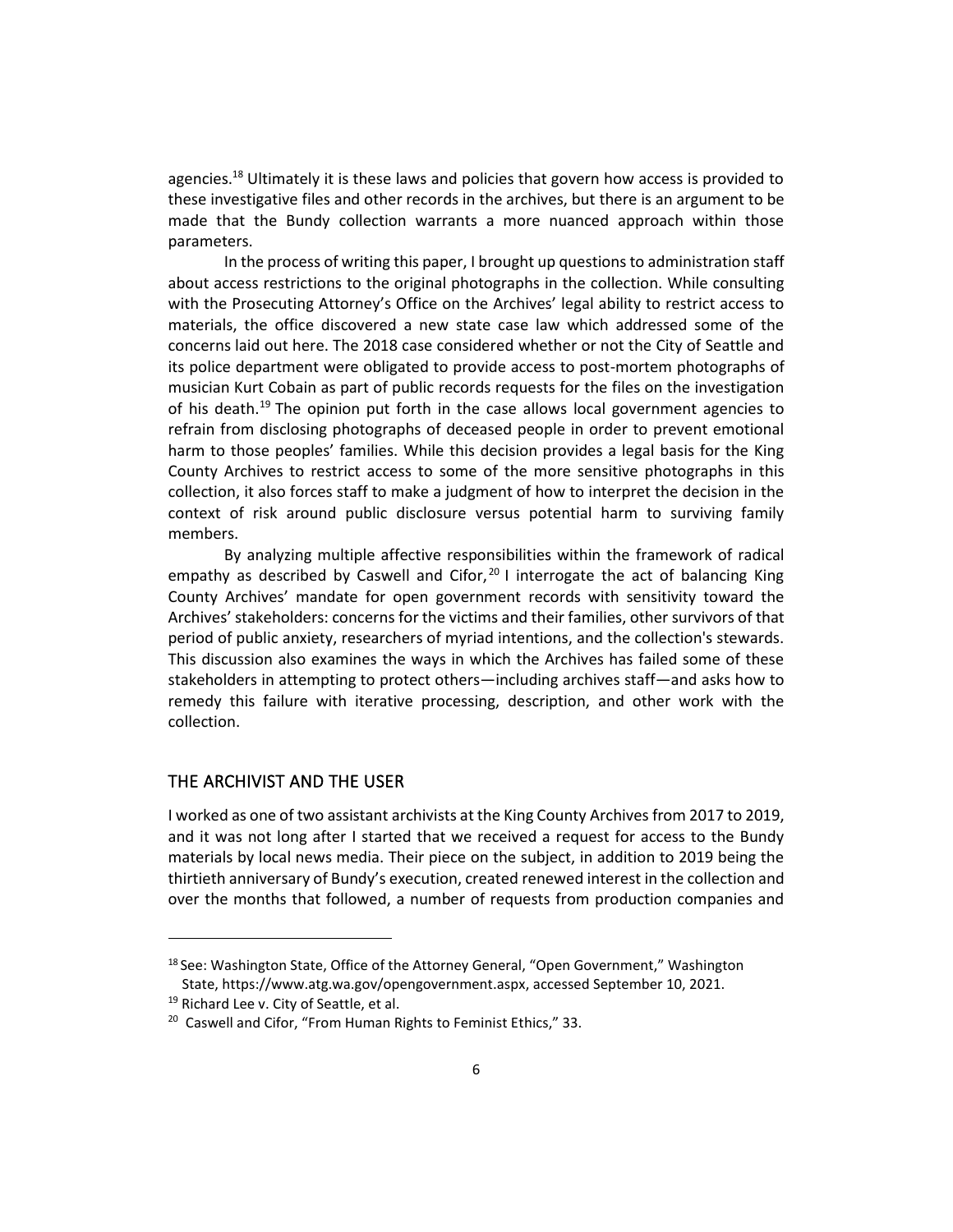agencies.[18] Ultimately it is these laws and policies that govern how access is provided to these investigative files and other records in the archives, but there is an argument to be made that the Bundy collection warrants a more nuanced approach within those parameters.

In the process of writing this paper, I brought up questions to administration staff about access restrictions to the original photographs in the collection. While consulting with the Prosecuting Attorney's Office on the Archives' legal ability to restrict access to materials, the office discovered a new state case law which addressed some of the concerns laid out here. The 2018 case considered whether or not the City of Seattle and its police department were obligated to provide access to post-mortem photographs of musician Kurt Cobain as part of public records requests for the files on the investigation of his death.[19] The opinion put forth in the case allows local government agencies to refrain from disclosing photographs of deceased people in order to prevent emotional harm to those peoples' families. While this decision provides a legal basis for the King County Archives to restrict access to some of the more sensitive photographs in this collection, it also forces staff to make a judgment of how to interpret the decision in the context of risk around public disclosure versus potential harm to surviving family members.

By analyzing multiple affective responsibilities within the framework of radical empathy as described by Caswell and Cifor,[20] I interrogate the act of balancing King County Archives' mandate for open government records with sensitivity toward the Archives' stakeholders: concerns for the victims and their families, other survivors of that period of public anxiety, researchers of myriad intentions, and the collection's stewards. This discussion also examines the ways in which the Archives has failed some of these stakeholders in attempting to protect others—including archives staff—and asks how to remedy this failure with iterative processing, description, and other work with the collection.

## THE ARCHIVIST AND THE USER

I worked as one of two assistant archivists at the King County Archives from 2017 to 2019, and it was not long after I started that we received a request for access to the Bundy materials by local news media. Their piece on the subject, in addition to 2019 being the thirtieth anniversary of Bundy's execution, created renewed interest in the collection and over the months that followed, a number of requests from production companies and

---

[18] See: Washington State, Office of the Attorney General, "Open Government," Washington State, https://www.atg.wa.gov/opengovernment.aspx, accessed September 10, 2021.

[19] Richard Lee v. City of Seattle, et al.

[20] Caswell and Cifor, "From Human Rights to Feminist Ethics," 33.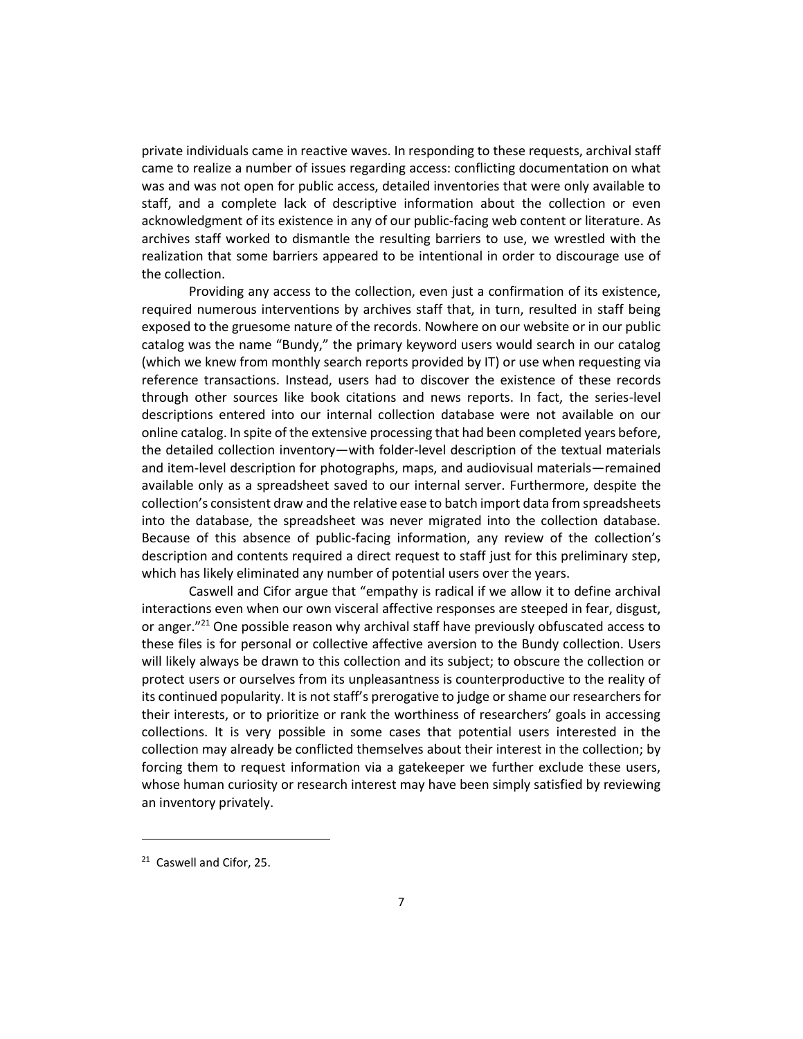private individuals came in reactive waves. In responding to these requests, archival staff came to realize a number of issues regarding access: conflicting documentation on what was and was not open for public access, detailed inventories that were only available to staff, and a complete lack of descriptive information about the collection or even acknowledgment of its existence in any of our public-facing web content or literature. As archives staff worked to dismantle the resulting barriers to use, we wrestled with the realization that some barriers appeared to be intentional in order to discourage use of the collection.

Providing any access to the collection, even just a confirmation of its existence, required numerous interventions by archives staff that, in turn, resulted in staff being exposed to the gruesome nature of the records. Nowhere on our website or in our public catalog was the name "Bundy," the primary keyword users would search in our catalog (which we knew from monthly search reports provided by IT) or use when requesting via reference transactions. Instead, users had to discover the existence of these records through other sources like book citations and news reports. In fact, the series-level descriptions entered into our internal collection database were not available on our online catalog. In spite of the extensive processing that had been completed years before, the detailed collection inventory—with folder-level description of the textual materials and item-level description for photographs, maps, and audiovisual materials—remained available only as a spreadsheet saved to our internal server. Furthermore, despite the collection's consistent draw and the relative ease to batch import data from spreadsheets into the database, the spreadsheet was never migrated into the collection database. Because of this absence of public-facing information, any review of the collection's description and contents required a direct request to staff just for this preliminary step, which has likely eliminated any number of potential users over the years.

Caswell and Cifor argue that "empathy is radical if we allow it to define archival interactions even when our own visceral affective responses are steeped in fear, disgust, or anger."[21] One possible reason why archival staff have previously obfuscated access to these files is for personal or collective affective aversion to the Bundy collection. Users will likely always be drawn to this collection and its subject; to obscure the collection or protect users or ourselves from its unpleasantness is counterproductive to the reality of its continued popularity. It is not staff's prerogative to judge or shame our researchers for their interests, or to prioritize or rank the worthiness of researchers' goals in accessing collections. It is very possible in some cases that potential users interested in the collection may already be conflicted themselves about their interest in the collection; by forcing them to request information via a gatekeeper we further exclude these users, whose human curiosity or research interest may have been simply satisfied by reviewing an inventory privately.

---

[21] Caswell and Cifor, 25.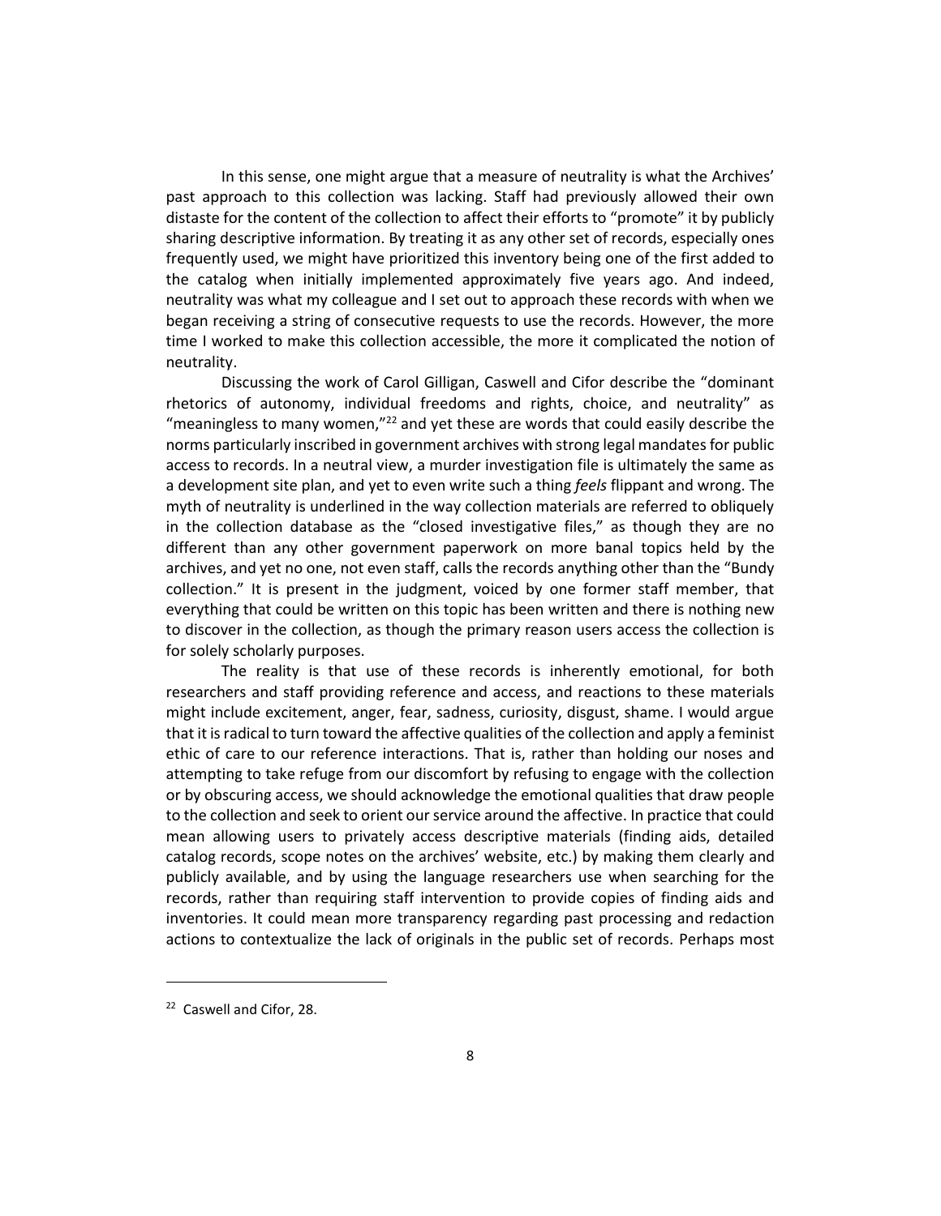In this sense, one might argue that a measure of neutrality is what the Archives' past approach to this collection was lacking. Staff had previously allowed their own distaste for the content of the collection to affect their efforts to "promote" it by publicly sharing descriptive information. By treating it as any other set of records, especially ones frequently used, we might have prioritized this inventory being one of the first added to the catalog when initially implemented approximately five years ago. And indeed, neutrality was what my colleague and I set out to approach these records with when we began receiving a string of consecutive requests to use the records. However, the more time I worked to make this collection accessible, the more it complicated the notion of neutrality.

Discussing the work of Carol Gilligan, Caswell and Cifor describe the "dominant rhetorics of autonomy, individual freedoms and rights, choice, and neutrality" as "meaningless to many women,"[22] and yet these are words that could easily describe the norms particularly inscribed in government archives with strong legal mandates for public access to records. In a neutral view, a murder investigation file is ultimately the same as a development site plan, and yet to even write such a thing *feels* flippant and wrong. The myth of neutrality is underlined in the way collection materials are referred to obliquely in the collection database as the "closed investigative files," as though they are no different than any other government paperwork on more banal topics held by the archives, and yet no one, not even staff, calls the records anything other than the "Bundy collection." It is present in the judgment, voiced by one former staff member, that everything that could be written on this topic has been written and there is nothing new to discover in the collection, as though the primary reason users access the collection is for solely scholarly purposes.

The reality is that use of these records is inherently emotional, for both researchers and staff providing reference and access, and reactions to these materials might include excitement, anger, fear, sadness, curiosity, disgust, shame. I would argue that it is radical to turn toward the affective qualities of the collection and apply a feminist ethic of care to our reference interactions. That is, rather than holding our noses and attempting to take refuge from our discomfort by refusing to engage with the collection or by obscuring access, we should acknowledge the emotional qualities that draw people to the collection and seek to orient our service around the affective. In practice that could mean allowing users to privately access descriptive materials (finding aids, detailed catalog records, scope notes on the archives' website, etc.) by making them clearly and publicly available, and by using the language researchers use when searching for the records, rather than requiring staff intervention to provide copies of finding aids and inventories. It could mean more transparency regarding past processing and redaction actions to contextualize the lack of originals in the public set of records. Perhaps most

---

[22] Caswell and Cifor, 28.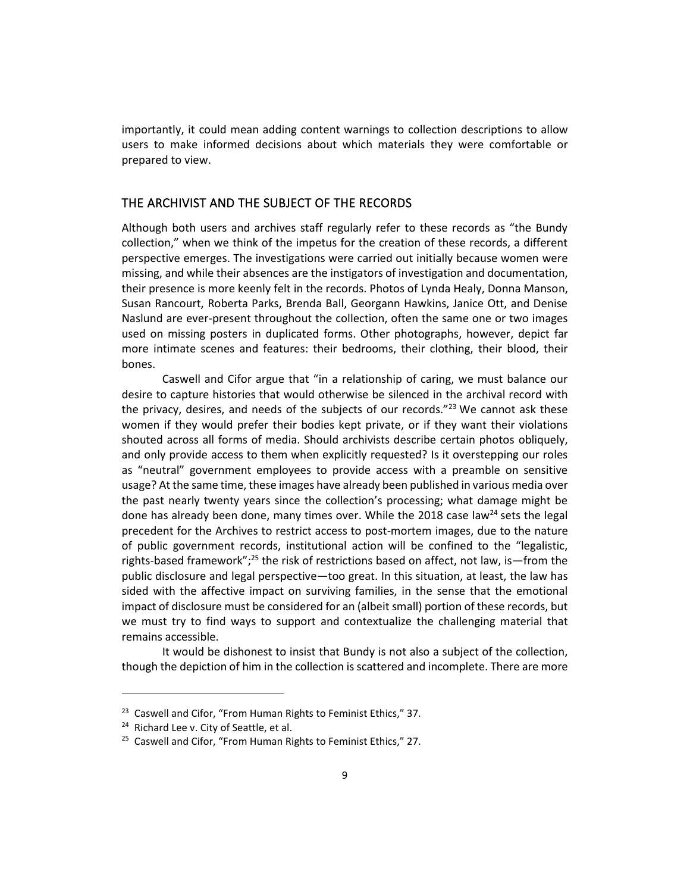importantly, it could mean adding content warnings to collection descriptions to allow users to make informed decisions about which materials they were comfortable or prepared to view.

## THE ARCHIVIST AND THE SUBJECT OF THE RECORDS

Although both users and archives staff regularly refer to these records as "the Bundy collection," when we think of the impetus for the creation of these records, a different perspective emerges. The investigations were carried out initially because women were missing, and while their absences are the instigators of investigation and documentation, their presence is more keenly felt in the records. Photos of Lynda Healy, Donna Manson, Susan Rancourt, Roberta Parks, Brenda Ball, Georgann Hawkins, Janice Ott, and Denise Naslund are ever-present throughout the collection, often the same one or two images used on missing posters in duplicated forms. Other photographs, however, depict far more intimate scenes and features: their bedrooms, their clothing, their blood, their bones.

Caswell and Cifor argue that "in a relationship of caring, we must balance our desire to capture histories that would otherwise be silenced in the archival record with the privacy, desires, and needs of the subjects of our records."[23] We cannot ask these women if they would prefer their bodies kept private, or if they want their violations shouted across all forms of media. Should archivists describe certain photos obliquely, and only provide access to them when explicitly requested? Is it overstepping our roles as "neutral" government employees to provide access with a preamble on sensitive usage? At the same time, these images have already been published in various media over the past nearly twenty years since the collection's processing; what damage might be done has already been done, many times over. While the 2018 case law[24] sets the legal precedent for the Archives to restrict access to post-mortem images, due to the nature of public government records, institutional action will be confined to the "legalistic, rights-based framework";[25] the risk of restrictions based on affect, not law, is—from the public disclosure and legal perspective—too great. In this situation, at least, the law has sided with the affective impact on surviving families, in the sense that the emotional impact of disclosure must be considered for an (albeit small) portion of these records, but we must try to find ways to support and contextualize the challenging material that remains accessible.

It would be dishonest to insist that Bundy is not also a subject of the collection, though the depiction of him in the collection is scattered and incomplete. There are more

---

[23] Caswell and Cifor, "From Human Rights to Feminist Ethics," 37.

[24] Richard Lee v. City of Seattle, et al.

[25] Caswell and Cifor, "From Human Rights to Feminist Ethics," 27.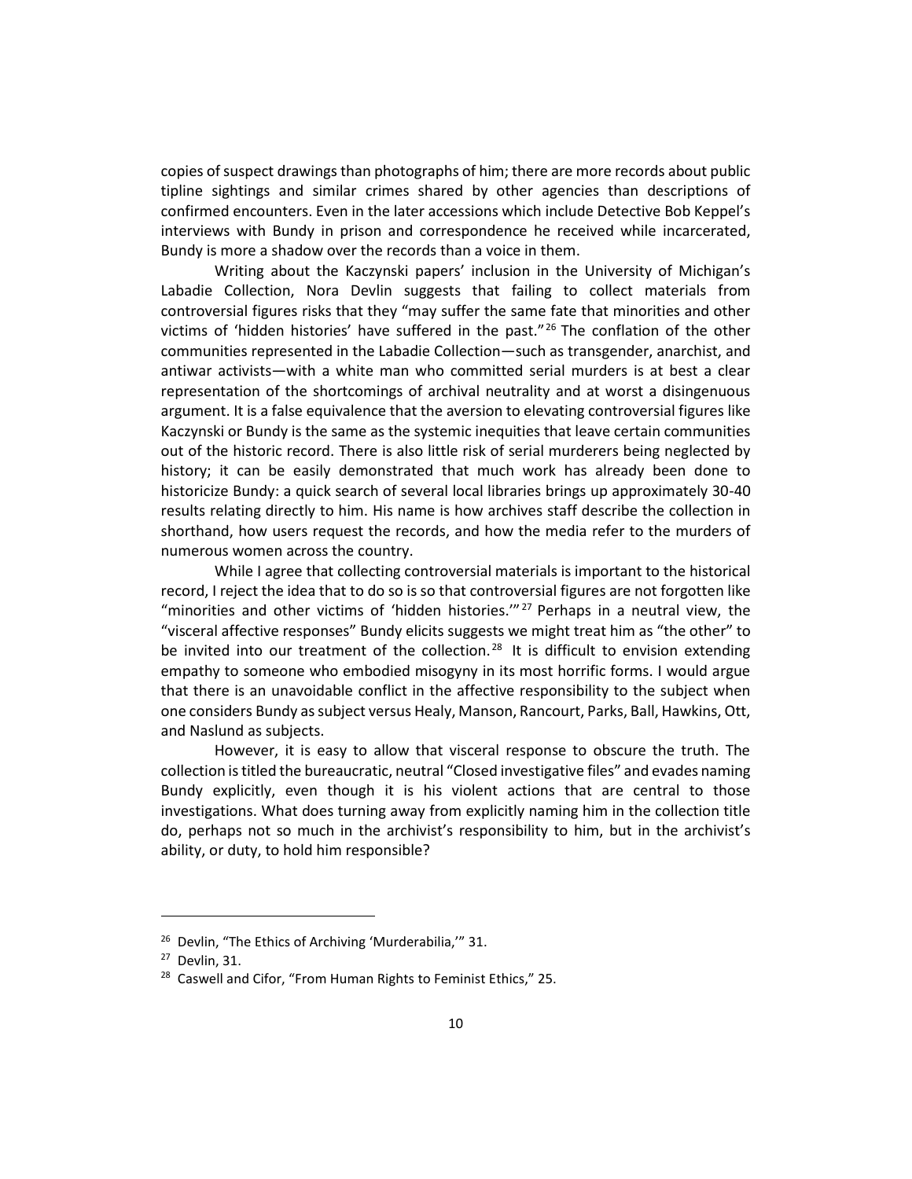copies of suspect drawings than photographs of him; there are more records about public tipline sightings and similar crimes shared by other agencies than descriptions of confirmed encounters. Even in the later accessions which include Detective Bob Keppel's interviews with Bundy in prison and correspondence he received while incarcerated, Bundy is more a shadow over the records than a voice in them.

Writing about the Kaczynski papers' inclusion in the University of Michigan's Labadie Collection, Nora Devlin suggests that failing to collect materials from controversial figures risks that they "may suffer the same fate that minorities and other victims of 'hidden histories' have suffered in the past."[26] The conflation of the other communities represented in the Labadie Collection—such as transgender, anarchist, and antiwar activists—with a white man who committed serial murders is at best a clear representation of the shortcomings of archival neutrality and at worst a disingenuous argument. It is a false equivalence that the aversion to elevating controversial figures like Kaczynski or Bundy is the same as the systemic inequities that leave certain communities out of the historic record. There is also little risk of serial murderers being neglected by history; it can be easily demonstrated that much work has already been done to historicize Bundy: a quick search of several local libraries brings up approximately 30-40 results relating directly to him. His name is how archives staff describe the collection in shorthand, how users request the records, and how the media refer to the murders of numerous women across the country.

While I agree that collecting controversial materials is important to the historical record, I reject the idea that to do so is so that controversial figures are not forgotten like "minorities and other victims of 'hidden histories.'"[27] Perhaps in a neutral view, the "visceral affective responses" Bundy elicits suggests we might treat him as "the other" to be invited into our treatment of the collection.[28] It is difficult to envision extending empathy to someone who embodied misogyny in its most horrific forms. I would argue that there is an unavoidable conflict in the affective responsibility to the subject when one considers Bundy as subject versus Healy, Manson, Rancourt, Parks, Ball, Hawkins, Ott, and Naslund as subjects.

However, it is easy to allow that visceral response to obscure the truth. The collection is titled the bureaucratic, neutral "Closed investigative files" and evades naming Bundy explicitly, even though it is his violent actions that are central to those investigations. What does turning away from explicitly naming him in the collection title do, perhaps not so much in the archivist's responsibility to him, but in the archivist's ability, or duty, to hold him responsible?

---

[26] Devlin, "The Ethics of Archiving 'Murderabilia,'" 31.

[27] Devlin, 31.

[28] Caswell and Cifor, "From Human Rights to Feminist Ethics," 25.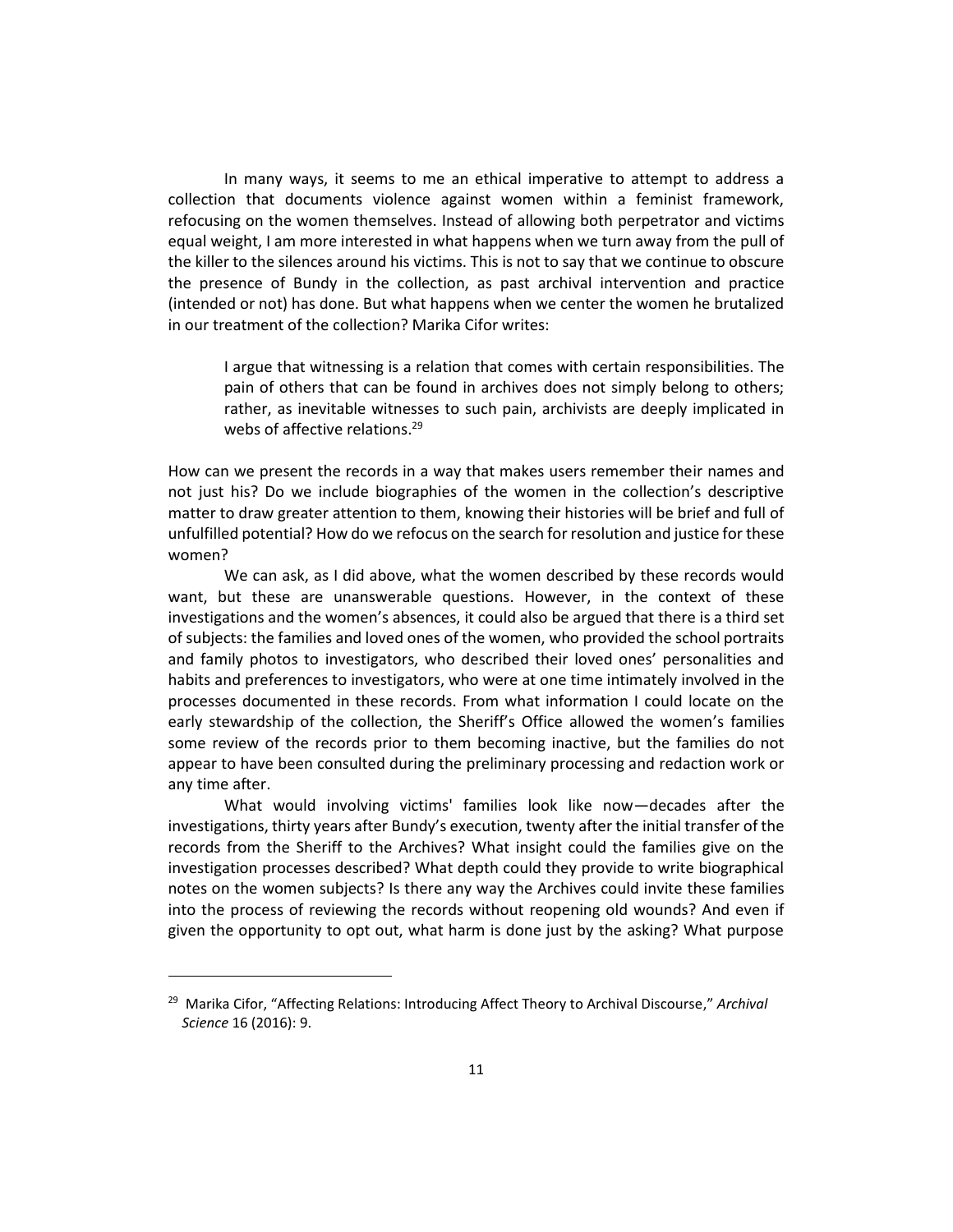In many ways, it seems to me an ethical imperative to attempt to address a collection that documents violence against women within a feminist framework, refocusing on the women themselves. Instead of allowing both perpetrator and victims equal weight, I am more interested in what happens when we turn away from the pull of the killer to the silences around his victims. This is not to say that we continue to obscure the presence of Bundy in the collection, as past archival intervention and practice (intended or not) has done. But what happens when we center the women he brutalized in our treatment of the collection? Marika Cifor writes:

> I argue that witnessing is a relation that comes with certain responsibilities. The pain of others that can be found in archives does not simply belong to others; rather, as inevitable witnesses to such pain, archivists are deeply implicated in webs of affective relations.[29]

How can we present the records in a way that makes users remember their names and not just his? Do we include biographies of the women in the collection's descriptive matter to draw greater attention to them, knowing their histories will be brief and full of unfulfilled potential? How do we refocus on the search for resolution and justice for these women?

We can ask, as I did above, what the women described by these records would want, but these are unanswerable questions. However, in the context of these investigations and the women's absences, it could also be argued that there is a third set of subjects: the families and loved ones of the women, who provided the school portraits and family photos to investigators, who described their loved ones' personalities and habits and preferences to investigators, who were at one time intimately involved in the processes documented in these records. From what information I could locate on the early stewardship of the collection, the Sheriff's Office allowed the women's families some review of the records prior to them becoming inactive, but the families do not appear to have been consulted during the preliminary processing and redaction work or any time after.

What would involving victims' families look like now—decades after the investigations, thirty years after Bundy's execution, twenty after the initial transfer of the records from the Sheriff to the Archives? What insight could the families give on the investigation processes described? What depth could they provide to write biographical notes on the women subjects? Is there any way the Archives could invite these families into the process of reviewing the records without reopening old wounds? And even if given the opportunity to opt out, what harm is done just by the asking? What purpose

---

[29] Marika Cifor, "Affecting Relations: Introducing Affect Theory to Archival Discourse," *Archival Science* 16 (2016): 9.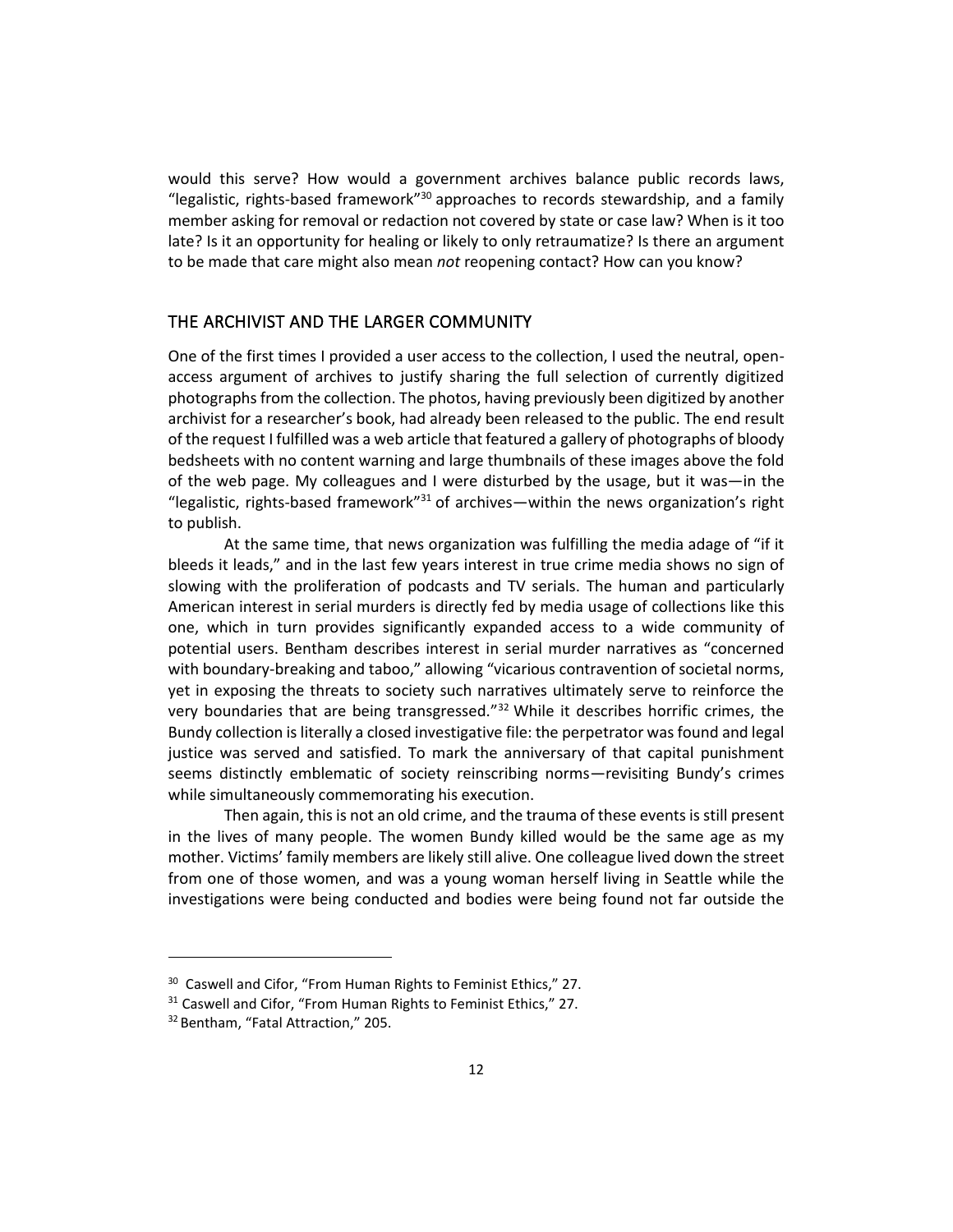would this serve? How would a government archives balance public records laws, "legalistic, rights-based framework"[30] approaches to records stewardship, and a family member asking for removal or redaction not covered by state or case law? When is it too late? Is it an opportunity for healing or likely to only retraumatize? Is there an argument to be made that care might also mean *not* reopening contact? How can you know?

## THE ARCHIVIST AND THE LARGER COMMUNITY

One of the first times I provided a user access to the collection, I used the neutral, open-access argument of archives to justify sharing the full selection of currently digitized photographs from the collection. The photos, having previously been digitized by another archivist for a researcher's book, had already been released to the public. The end result of the request I fulfilled was a web article that featured a gallery of photographs of bloody bedsheets with no content warning and large thumbnails of these images above the fold of the web page. My colleagues and I were disturbed by the usage, but it was—in the "legalistic, rights-based framework"[31] of archives—within the news organization's right to publish.

At the same time, that news organization was fulfilling the media adage of "if it bleeds it leads," and in the last few years interest in true crime media shows no sign of slowing with the proliferation of podcasts and TV serials. The human and particularly American interest in serial murders is directly fed by media usage of collections like this one, which in turn provides significantly expanded access to a wide community of potential users. Bentham describes interest in serial murder narratives as "concerned with boundary-breaking and taboo," allowing "vicarious contravention of societal norms, yet in exposing the threats to society such narratives ultimately serve to reinforce the very boundaries that are being transgressed."[32] While it describes horrific crimes, the Bundy collection is literally a closed investigative file: the perpetrator was found and legal justice was served and satisfied. To mark the anniversary of that capital punishment seems distinctly emblematic of society reinscribing norms—revisiting Bundy's crimes while simultaneously commemorating his execution.

Then again, this is not an old crime, and the trauma of these events is still present in the lives of many people. The women Bundy killed would be the same age as my mother. Victims' family members are likely still alive. One colleague lived down the street from one of those women, and was a young woman herself living in Seattle while the investigations were being conducted and bodies were being found not far outside the

---

[30] Caswell and Cifor, "From Human Rights to Feminist Ethics," 27.

[31] Caswell and Cifor, "From Human Rights to Feminist Ethics," 27.

[32] Bentham, "Fatal Attraction," 205.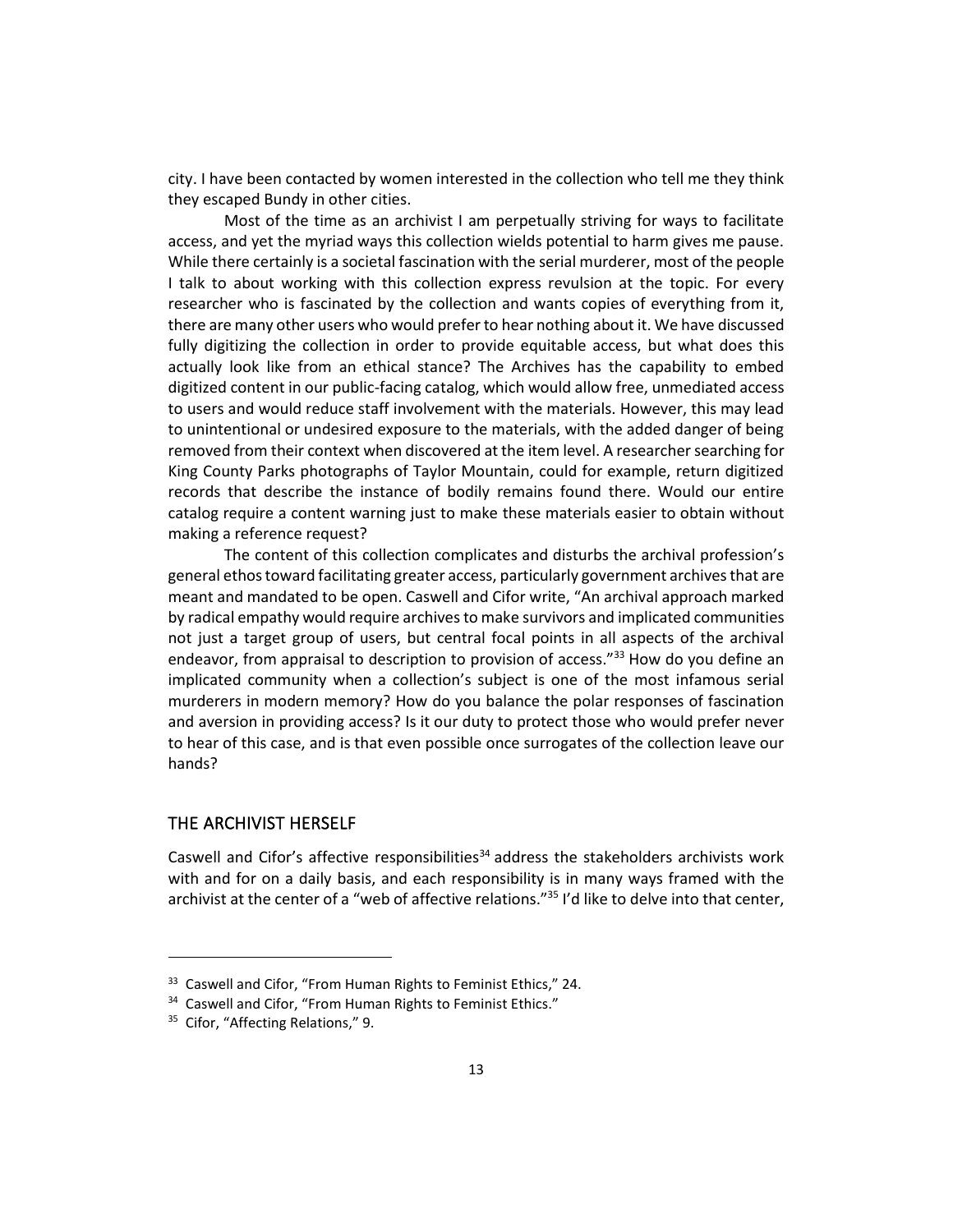city. I have been contacted by women interested in the collection who tell me they think they escaped Bundy in other cities.

Most of the time as an archivist I am perpetually striving for ways to facilitate access, and yet the myriad ways this collection wields potential to harm gives me pause. While there certainly is a societal fascination with the serial murderer, most of the people I talk to about working with this collection express revulsion at the topic. For every researcher who is fascinated by the collection and wants copies of everything from it, there are many other users who would prefer to hear nothing about it. We have discussed fully digitizing the collection in order to provide equitable access, but what does this actually look like from an ethical stance? The Archives has the capability to embed digitized content in our public-facing catalog, which would allow free, unmediated access to users and would reduce staff involvement with the materials. However, this may lead to unintentional or undesired exposure to the materials, with the added danger of being removed from their context when discovered at the item level. A researcher searching for King County Parks photographs of Taylor Mountain, could for example, return digitized records that describe the instance of bodily remains found there. Would our entire catalog require a content warning just to make these materials easier to obtain without making a reference request?

The content of this collection complicates and disturbs the archival profession's general ethos toward facilitating greater access, particularly government archives that are meant and mandated to be open. Caswell and Cifor write, "An archival approach marked by radical empathy would require archives to make survivors and implicated communities not just a target group of users, but central focal points in all aspects of the archival endeavor, from appraisal to description to provision of access."[33] How do you define an implicated community when a collection's subject is one of the most infamous serial murderers in modern memory? How do you balance the polar responses of fascination and aversion in providing access? Is it our duty to protect those who would prefer never to hear of this case, and is that even possible once surrogates of the collection leave our hands?

## THE ARCHIVIST HERSELF

Caswell and Cifor's affective responsibilities[34] address the stakeholders archivists work with and for on a daily basis, and each responsibility is in many ways framed with the archivist at the center of a "web of affective relations."[35] I'd like to delve into that center,

---

[33] Caswell and Cifor, "From Human Rights to Feminist Ethics," 24.

[34] Caswell and Cifor, "From Human Rights to Feminist Ethics."

[35] Cifor, "Affecting Relations," 9.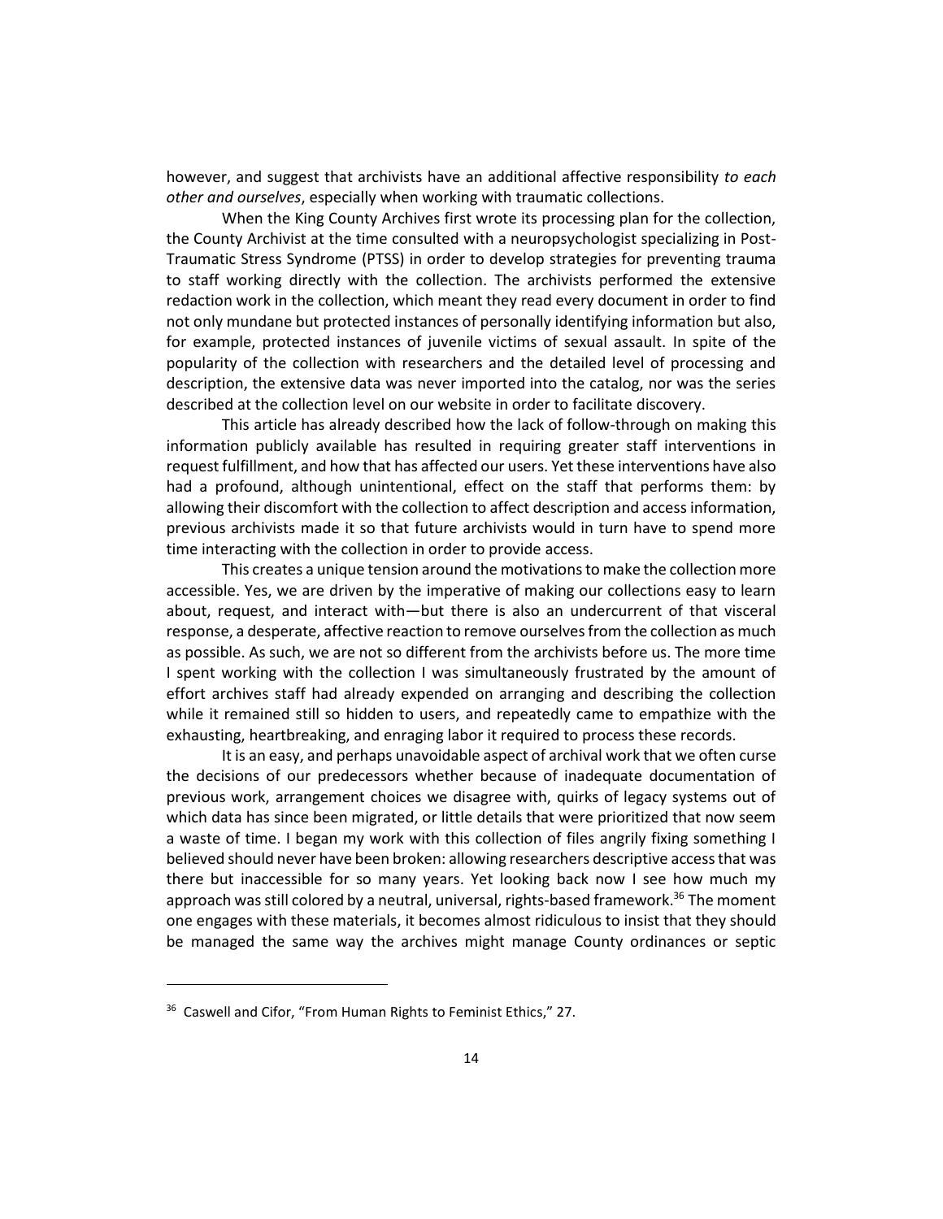however, and suggest that archivists have an additional affective responsibility *to each other and ourselves*, especially when working with traumatic collections.

When the King County Archives first wrote its processing plan for the collection, the County Archivist at the time consulted with a neuropsychologist specializing in Post-Traumatic Stress Syndrome (PTSS) in order to develop strategies for preventing trauma to staff working directly with the collection. The archivists performed the extensive redaction work in the collection, which meant they read every document in order to find not only mundane but protected instances of personally identifying information but also, for example, protected instances of juvenile victims of sexual assault. In spite of the popularity of the collection with researchers and the detailed level of processing and description, the extensive data was never imported into the catalog, nor was the series described at the collection level on our website in order to facilitate discovery.

This article has already described how the lack of follow-through on making this information publicly available has resulted in requiring greater staff interventions in request fulfillment, and how that has affected our users. Yet these interventions have also had a profound, although unintentional, effect on the staff that performs them: by allowing their discomfort with the collection to affect description and access information, previous archivists made it so that future archivists would in turn have to spend more time interacting with the collection in order to provide access.

This creates a unique tension around the motivations to make the collection more accessible. Yes, we are driven by the imperative of making our collections easy to learn about, request, and interact with—but there is also an undercurrent of that visceral response, a desperate, affective reaction to remove ourselves from the collection as much as possible. As such, we are not so different from the archivists before us. The more time I spent working with the collection I was simultaneously frustrated by the amount of effort archives staff had already expended on arranging and describing the collection while it remained still so hidden to users, and repeatedly came to empathize with the exhausting, heartbreaking, and enraging labor it required to process these records.

It is an easy, and perhaps unavoidable aspect of archival work that we often curse the decisions of our predecessors whether because of inadequate documentation of previous work, arrangement choices we disagree with, quirks of legacy systems out of which data has since been migrated, or little details that were prioritized that now seem a waste of time. I began my work with this collection of files angrily fixing something I believed should never have been broken: allowing researchers descriptive access that was there but inaccessible for so many years. Yet looking back now I see how much my approach was still colored by a neutral, universal, rights-based framework.[36] The moment one engages with these materials, it becomes almost ridiculous to insist that they should be managed the same way the archives might manage County ordinances or septic

---

[36] Caswell and Cifor, "From Human Rights to Feminist Ethics," 27.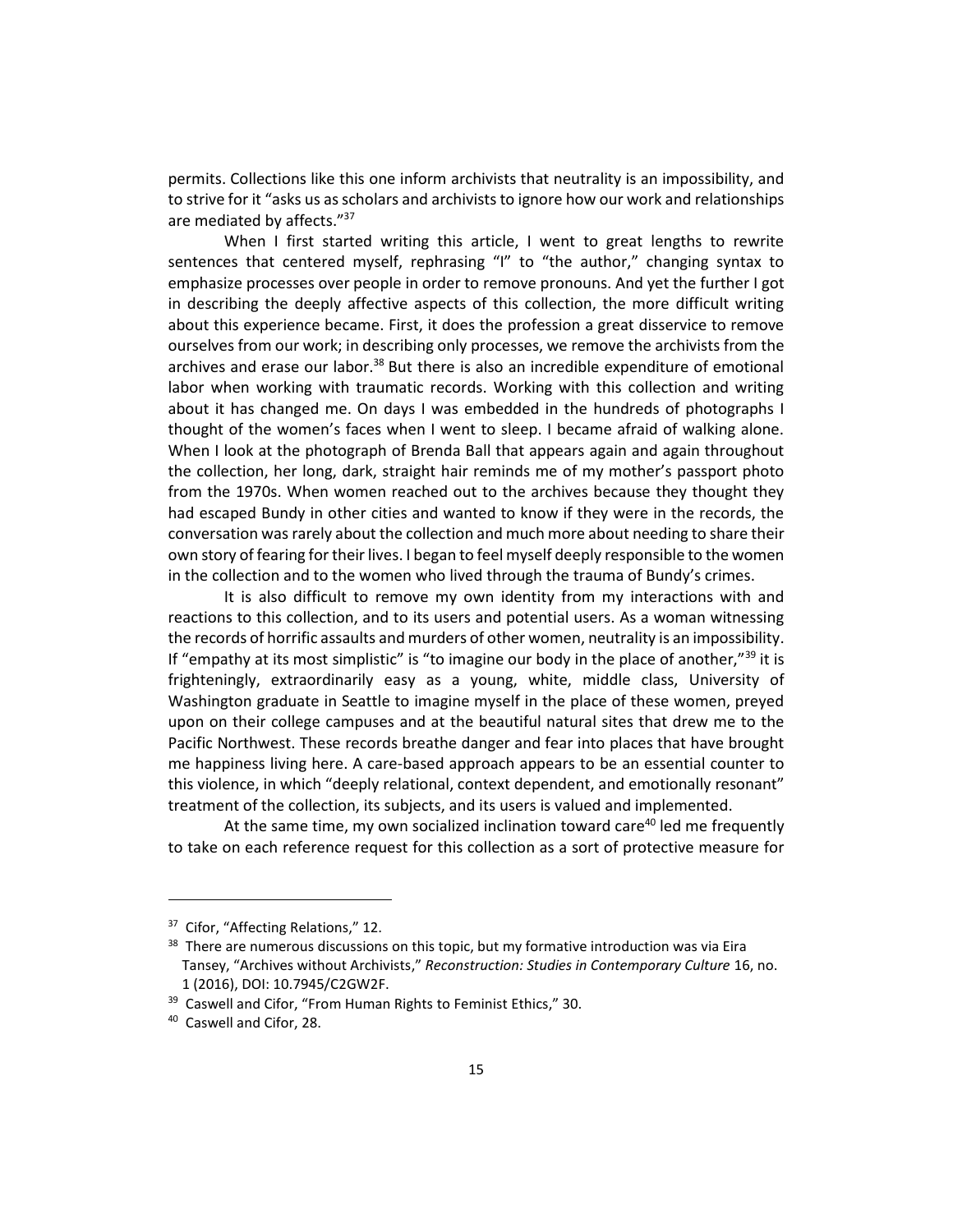permits. Collections like this one inform archivists that neutrality is an impossibility, and to strive for it "asks us as scholars and archivists to ignore how our work and relationships are mediated by affects."[37]

When I first started writing this article, I went to great lengths to rewrite sentences that centered myself, rephrasing "I" to "the author," changing syntax to emphasize processes over people in order to remove pronouns. And yet the further I got in describing the deeply affective aspects of this collection, the more difficult writing about this experience became. First, it does the profession a great disservice to remove ourselves from our work; in describing only processes, we remove the archivists from the archives and erase our labor.[38] But there is also an incredible expenditure of emotional labor when working with traumatic records. Working with this collection and writing about it has changed me. On days I was embedded in the hundreds of photographs I thought of the women's faces when I went to sleep. I became afraid of walking alone. When I look at the photograph of Brenda Ball that appears again and again throughout the collection, her long, dark, straight hair reminds me of my mother's passport photo from the 1970s. When women reached out to the archives because they thought they had escaped Bundy in other cities and wanted to know if they were in the records, the conversation was rarely about the collection and much more about needing to share their own story of fearing for their lives. I began to feel myself deeply responsible to the women in the collection and to the women who lived through the trauma of Bundy's crimes.

It is also difficult to remove my own identity from my interactions with and reactions to this collection, and to its users and potential users. As a woman witnessing the records of horrific assaults and murders of other women, neutrality is an impossibility. If "empathy at its most simplistic" is "to imagine our body in the place of another,"[39] it is frighteningly, extraordinarily easy as a young, white, middle class, University of Washington graduate in Seattle to imagine myself in the place of these women, preyed upon on their college campuses and at the beautiful natural sites that drew me to the Pacific Northwest. These records breathe danger and fear into places that have brought me happiness living here. A care-based approach appears to be an essential counter to this violence, in which "deeply relational, context dependent, and emotionally resonant" treatment of the collection, its subjects, and its users is valued and implemented.

At the same time, my own socialized inclination toward care[40] led me frequently to take on each reference request for this collection as a sort of protective measure for

---

[37] Cifor, "Affecting Relations," 12.

[38] There are numerous discussions on this topic, but my formative introduction was via Eira Tansey, "Archives without Archivists," *Reconstruction: Studies in Contemporary Culture* 16, no. 1 (2016), DOI: 10.7945/C2GW2F.

[39] Caswell and Cifor, "From Human Rights to Feminist Ethics," 30.

[40] Caswell and Cifor, 28.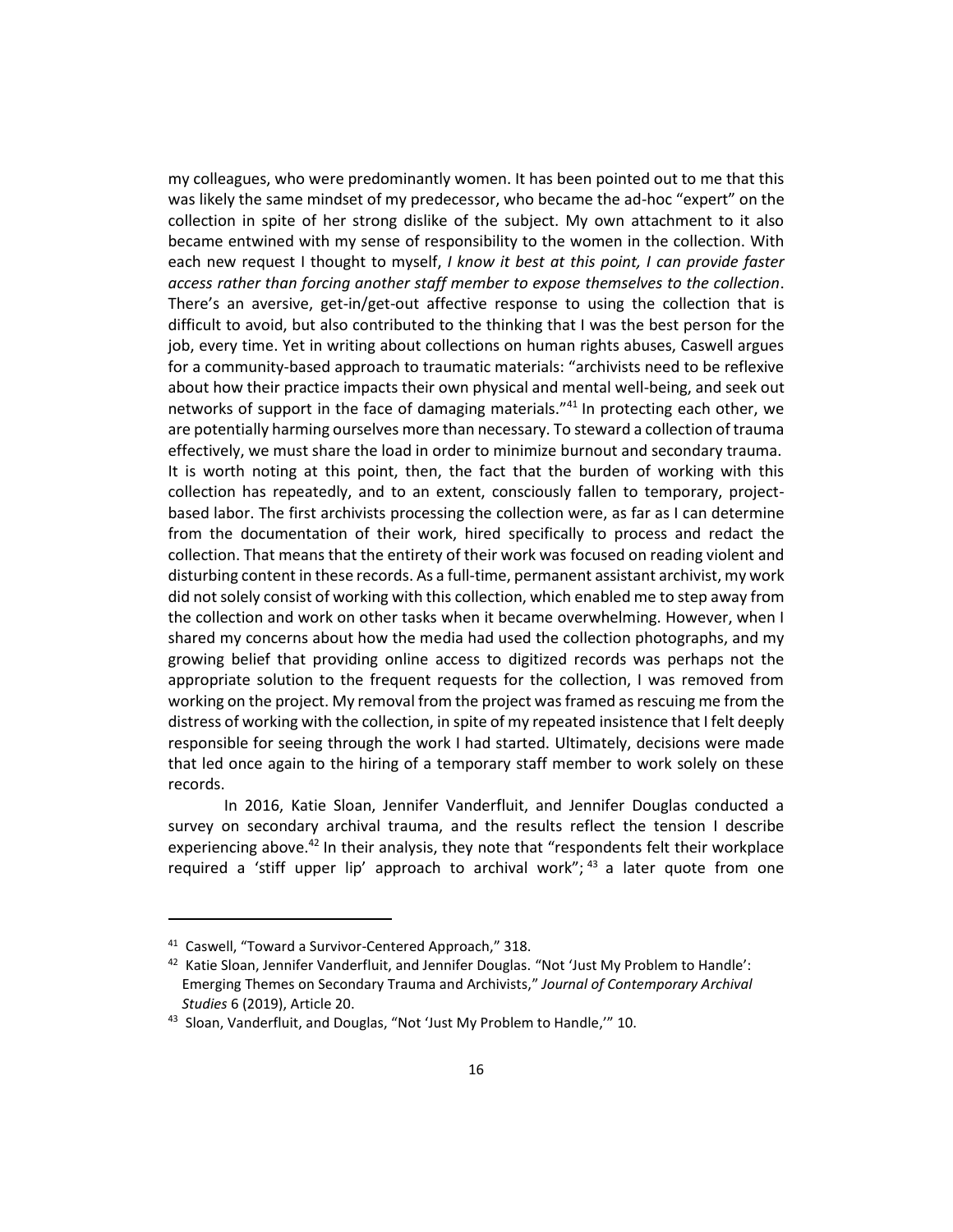my colleagues, who were predominantly women. It has been pointed out to me that this was likely the same mindset of my predecessor, who became the ad-hoc "expert" on the collection in spite of her strong dislike of the subject. My own attachment to it also became entwined with my sense of responsibility to the women in the collection. With each new request I thought to myself, *I know it best at this point, I can provide faster access rather than forcing another staff member to expose themselves to the collection*. There's an aversive, get-in/get-out affective response to using the collection that is difficult to avoid, but also contributed to the thinking that I was the best person for the job, every time. Yet in writing about collections on human rights abuses, Caswell argues for a community-based approach to traumatic materials: "archivists need to be reflexive about how their practice impacts their own physical and mental well-being, and seek out networks of support in the face of damaging materials."[41] In protecting each other, we are potentially harming ourselves more than necessary. To steward a collection of trauma effectively, we must share the load in order to minimize burnout and secondary trauma. It is worth noting at this point, then, the fact that the burden of working with this collection has repeatedly, and to an extent, consciously fallen to temporary, project-based labor. The first archivists processing the collection were, as far as I can determine from the documentation of their work, hired specifically to process and redact the collection. That means that the entirety of their work was focused on reading violent and disturbing content in these records. As a full-time, permanent assistant archivist, my work did not solely consist of working with this collection, which enabled me to step away from the collection and work on other tasks when it became overwhelming. However, when I shared my concerns about how the media had used the collection photographs, and my growing belief that providing online access to digitized records was perhaps not the appropriate solution to the frequent requests for the collection, I was removed from working on the project. My removal from the project was framed as rescuing me from the distress of working with the collection, in spite of my repeated insistence that I felt deeply responsible for seeing through the work I had started. Ultimately, decisions were made that led once again to the hiring of a temporary staff member to work solely on these records.

In 2016, Katie Sloan, Jennifer Vanderfluit, and Jennifer Douglas conducted a survey on secondary archival trauma, and the results reflect the tension I describe experiencing above.[42] In their analysis, they note that "respondents felt their workplace required a 'stiff upper lip' approach to archival work";[43] a later quote from one

---

[41] Caswell, "Toward a Survivor-Centered Approach," 318.

[42] Katie Sloan, Jennifer Vanderfluit, and Jennifer Douglas. "Not 'Just My Problem to Handle': Emerging Themes on Secondary Trauma and Archivists," *Journal of Contemporary Archival Studies* 6 (2019), Article 20.

[43] Sloan, Vanderfluit, and Douglas, "Not 'Just My Problem to Handle,'" 10.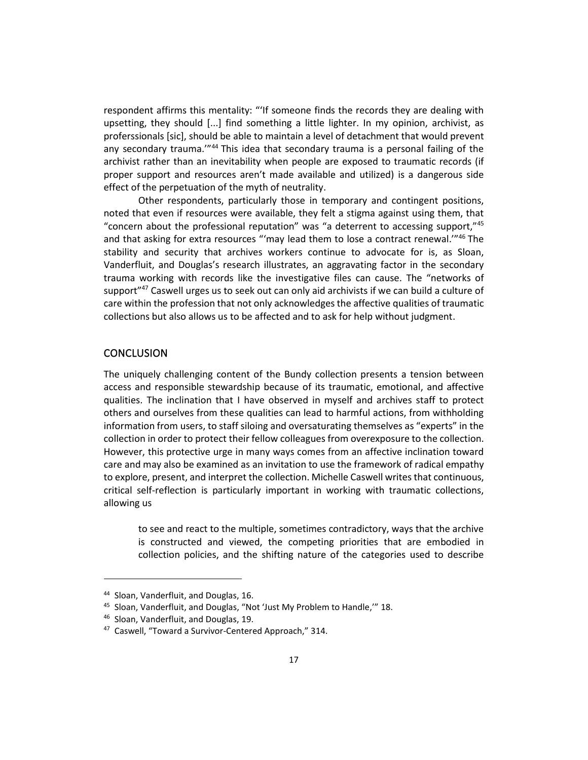respondent affirms this mentality: "'If someone finds the records they are dealing with upsetting, they should [...] find something a little lighter. In my opinion, archivist, as proferssionals [sic], should be able to maintain a level of detachment that would prevent any secondary trauma.'"[44] This idea that secondary trauma is a personal failing of the archivist rather than an inevitability when people are exposed to traumatic records (if proper support and resources aren't made available and utilized) is a dangerous side effect of the perpetuation of the myth of neutrality.

Other respondents, particularly those in temporary and contingent positions, noted that even if resources were available, they felt a stigma against using them, that "concern about the professional reputation" was "a deterrent to accessing support,"[45] and that asking for extra resources "'may lead them to lose a contract renewal.'"[46] The stability and security that archives workers continue to advocate for is, as Sloan, Vanderfluit, and Douglas's research illustrates, an aggravating factor in the secondary trauma working with records like the investigative files can cause. The "networks of support"[47] Caswell urges us to seek out can only aid archivists if we can build a culture of care within the profession that not only acknowledges the affective qualities of traumatic collections but also allows us to be affected and to ask for help without judgment.

## CONCLUSION

The uniquely challenging content of the Bundy collection presents a tension between access and responsible stewardship because of its traumatic, emotional, and affective qualities. The inclination that I have observed in myself and archives staff to protect others and ourselves from these qualities can lead to harmful actions, from withholding information from users, to staff siloing and oversaturating themselves as "experts" in the collection in order to protect their fellow colleagues from overexposure to the collection. However, this protective urge in many ways comes from an affective inclination toward care and may also be examined as an invitation to use the framework of radical empathy to explore, present, and interpret the collection. Michelle Caswell writes that continuous, critical self-reflection is particularly important in working with traumatic collections, allowing us

> to see and react to the multiple, sometimes contradictory, ways that the archive is constructed and viewed, the competing priorities that are embodied in collection policies, and the shifting nature of the categories used to describe

---

[44] Sloan, Vanderfluit, and Douglas, 16.

[45] Sloan, Vanderfluit, and Douglas, "Not 'Just My Problem to Handle,'" 18.

[46] Sloan, Vanderfluit, and Douglas, 19.

[47] Caswell, "Toward a Survivor-Centered Approach," 314.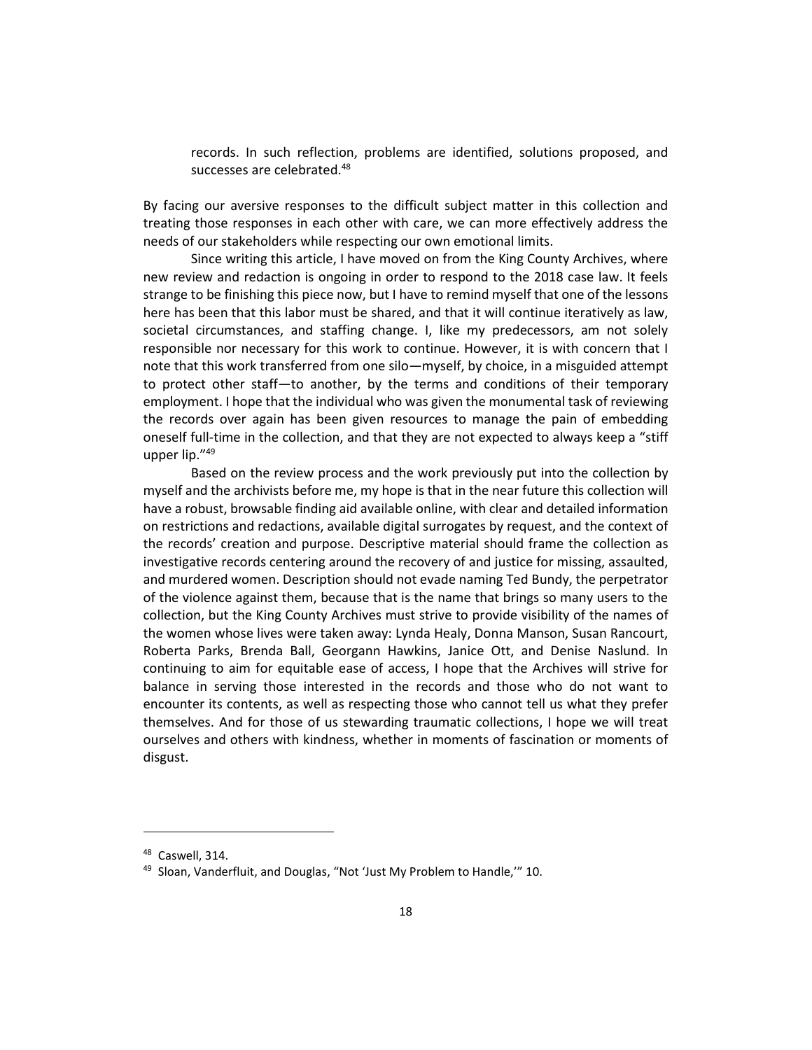> records. In such reflection, problems are identified, solutions proposed, and successes are celebrated.[48]

By facing our aversive responses to the difficult subject matter in this collection and treating those responses in each other with care, we can more effectively address the needs of our stakeholders while respecting our own emotional limits.

Since writing this article, I have moved on from the King County Archives, where new review and redaction is ongoing in order to respond to the 2018 case law. It feels strange to be finishing this piece now, but I have to remind myself that one of the lessons here has been that this labor must be shared, and that it will continue iteratively as law, societal circumstances, and staffing change. I, like my predecessors, am not solely responsible nor necessary for this work to continue. However, it is with concern that I note that this work transferred from one silo—myself, by choice, in a misguided attempt to protect other staff—to another, by the terms and conditions of their temporary employment. I hope that the individual who was given the monumental task of reviewing the records over again has been given resources to manage the pain of embedding oneself full-time in the collection, and that they are not expected to always keep a "stiff upper lip."[49]

Based on the review process and the work previously put into the collection by myself and the archivists before me, my hope is that in the near future this collection will have a robust, browsable finding aid available online, with clear and detailed information on restrictions and redactions, available digital surrogates by request, and the context of the records' creation and purpose. Descriptive material should frame the collection as investigative records centering around the recovery of and justice for missing, assaulted, and murdered women. Description should not evade naming Ted Bundy, the perpetrator of the violence against them, because that is the name that brings so many users to the collection, but the King County Archives must strive to provide visibility of the names of the women whose lives were taken away: Lynda Healy, Donna Manson, Susan Rancourt, Roberta Parks, Brenda Ball, Georgann Hawkins, Janice Ott, and Denise Naslund. In continuing to aim for equitable ease of access, I hope that the Archives will strive for balance in serving those interested in the records and those who do not want to encounter its contents, as well as respecting those who cannot tell us what they prefer themselves. And for those of us stewarding traumatic collections, I hope we will treat ourselves and others with kindness, whether in moments of fascination or moments of disgust.

---

[48] Caswell, 314.

[49] Sloan, Vanderfluit, and Douglas, "Not 'Just My Problem to Handle,'" 10.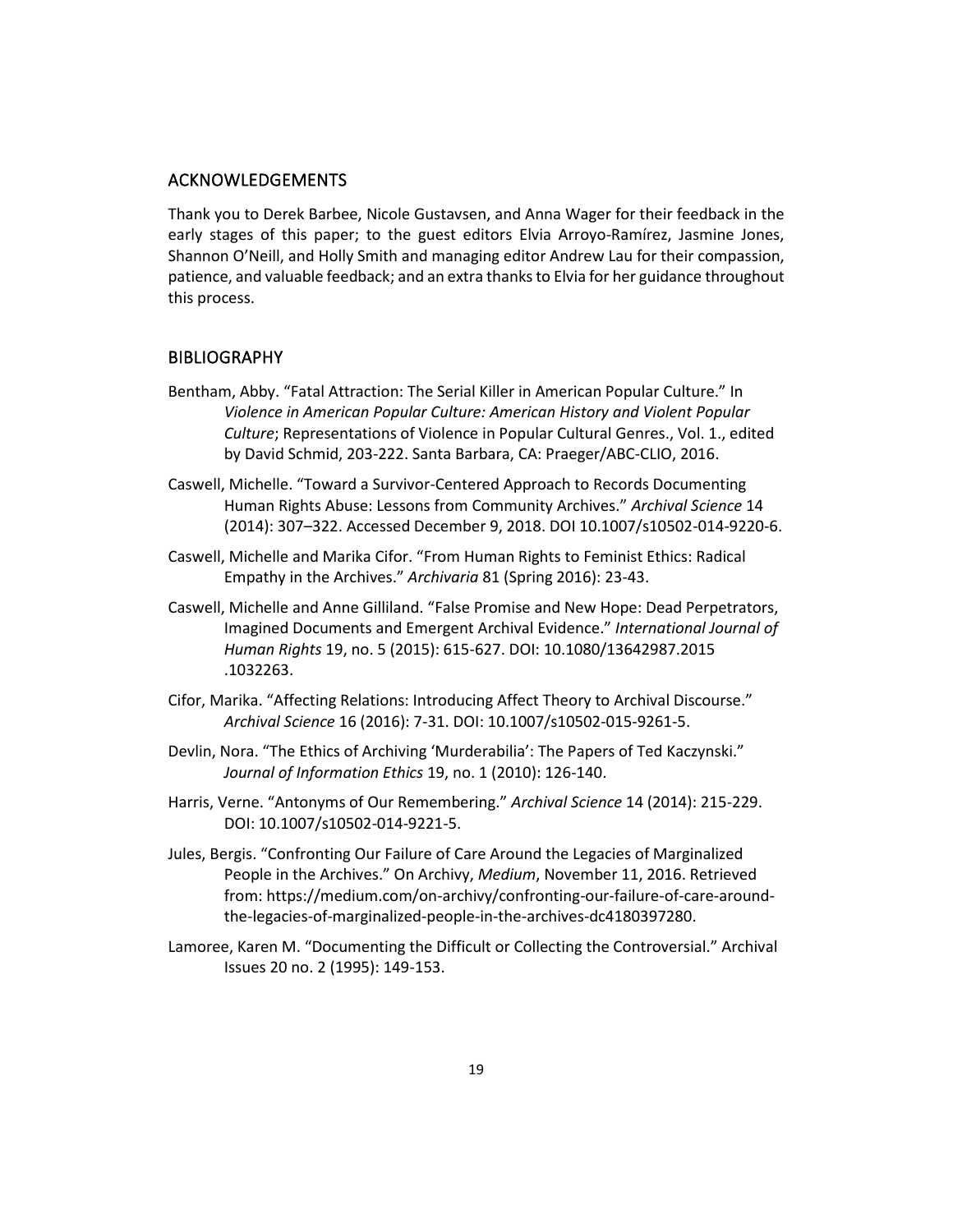## ACKNOWLEDGEMENTS

Thank you to Derek Barbee, Nicole Gustavsen, and Anna Wager for their feedback in the early stages of this paper; to the guest editors Elvia Arroyo-Ramírez, Jasmine Jones, Shannon O'Neill, and Holly Smith and managing editor Andrew Lau for their compassion, patience, and valuable feedback; and an extra thanks to Elvia for her guidance throughout this process.

## BIBLIOGRAPHY

Bentham, Abby. "Fatal Attraction: The Serial Killer in American Popular Culture." In *Violence in American Popular Culture: American History and Violent Popular Culture*; Representations of Violence in Popular Cultural Genres., Vol. 1., edited by David Schmid, 203-222. Santa Barbara, CA: Praeger/ABC-CLIO, 2016.

Caswell, Michelle. "Toward a Survivor-Centered Approach to Records Documenting Human Rights Abuse: Lessons from Community Archives." *Archival Science* 14 (2014): 307–322. Accessed December 9, 2018. DOI 10.1007/s10502-014-9220-6.

Caswell, Michelle and Marika Cifor. "From Human Rights to Feminist Ethics: Radical Empathy in the Archives." *Archivaria* 81 (Spring 2016): 23-43.

Caswell, Michelle and Anne Gilliland. "False Promise and New Hope: Dead Perpetrators, Imagined Documents and Emergent Archival Evidence." *International Journal of Human Rights* 19, no. 5 (2015): 615-627. DOI: 10.1080/13642987.2015 .1032263.

Cifor, Marika. "Affecting Relations: Introducing Affect Theory to Archival Discourse." *Archival Science* 16 (2016): 7-31. DOI: 10.1007/s10502-015-9261-5.

Devlin, Nora. "The Ethics of Archiving 'Murderabilia': The Papers of Ted Kaczynski." *Journal of Information Ethics* 19, no. 1 (2010): 126-140.

Harris, Verne. "Antonyms of Our Remembering." *Archival Science* 14 (2014): 215-229. DOI: 10.1007/s10502-014-9221-5.

Jules, Bergis. "Confronting Our Failure of Care Around the Legacies of Marginalized People in the Archives." On Archivy, *Medium*, November 11, 2016. Retrieved from: https://medium.com/on-archivy/confronting-our-failure-of-care-around-the-legacies-of-marginalized-people-in-the-archives-dc4180397280.

Lamoree, Karen M. "Documenting the Difficult or Collecting the Controversial." Archival Issues 20 no. 2 (1995): 149-153.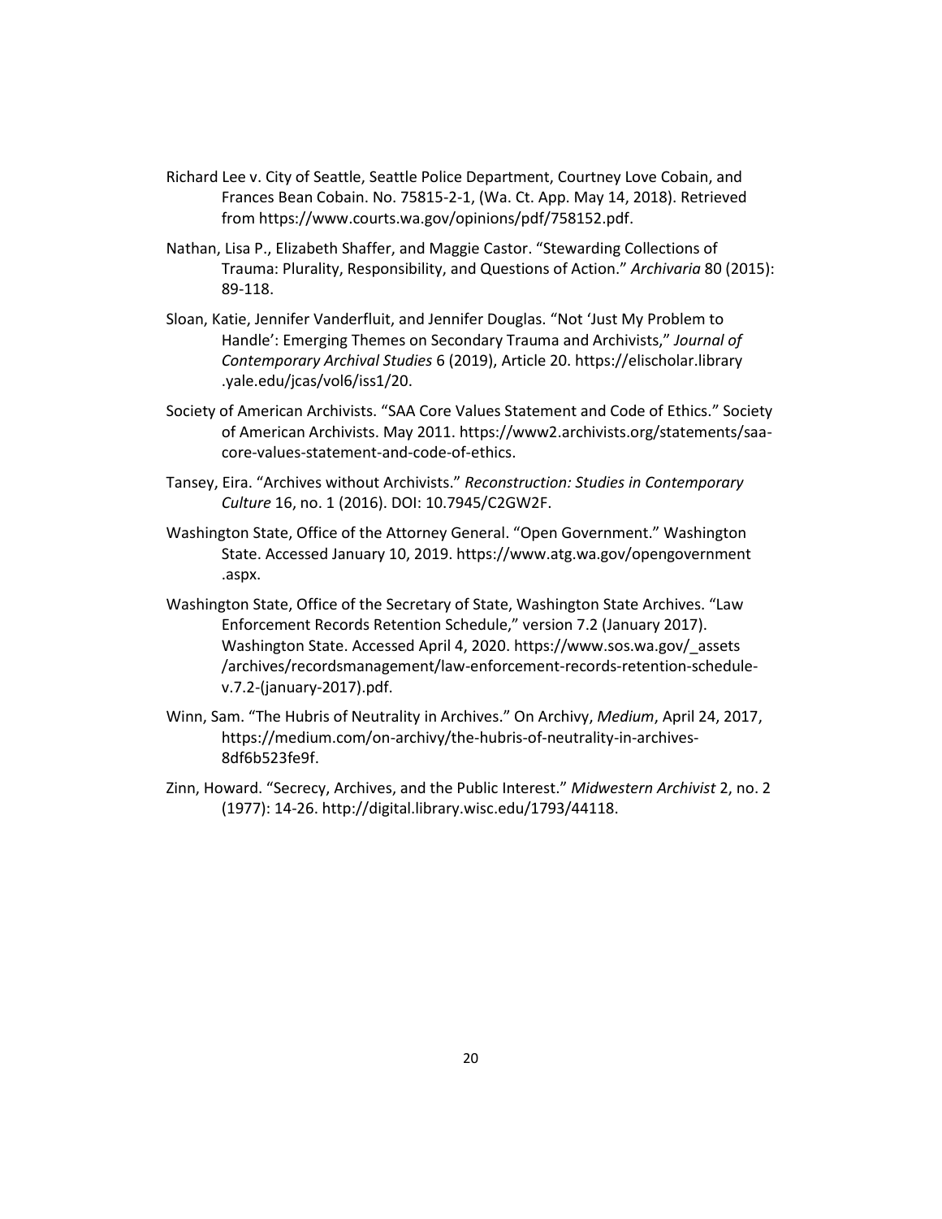Richard Lee v. City of Seattle, Seattle Police Department, Courtney Love Cobain, and Frances Bean Cobain. No. 75815-2-1, (Wa. Ct. App. May 14, 2018). Retrieved from https://www.courts.wa.gov/opinions/pdf/758152.pdf.

Nathan, Lisa P., Elizabeth Shaffer, and Maggie Castor. "Stewarding Collections of Trauma: Plurality, Responsibility, and Questions of Action." *Archivaria* 80 (2015): 89-118.

Sloan, Katie, Jennifer Vanderfluit, and Jennifer Douglas. "Not 'Just My Problem to Handle': Emerging Themes on Secondary Trauma and Archivists," *Journal of Contemporary Archival Studies* 6 (2019), Article 20. https://elischolar.library.yale.edu/jcas/vol6/iss1/20.

Society of American Archivists. "SAA Core Values Statement and Code of Ethics." Society of American Archivists. May 2011. https://www2.archivists.org/statements/saa-core-values-statement-and-code-of-ethics.

Tansey, Eira. "Archives without Archivists." *Reconstruction: Studies in Contemporary Culture* 16, no. 1 (2016). DOI: 10.7945/C2GW2F.

Washington State, Office of the Attorney General. "Open Government." Washington State. Accessed January 10, 2019. https://www.atg.wa.gov/opengovernment.aspx.

Washington State, Office of the Secretary of State, Washington State Archives. "Law Enforcement Records Retention Schedule," version 7.2 (January 2017). Washington State. Accessed April 4, 2020. https://www.sos.wa.gov/_assets/archives/recordsmanagement/law-enforcement-records-retention-schedule-v.7.2-(january-2017).pdf.

Winn, Sam. "The Hubris of Neutrality in Archives." On Archivy, *Medium*, April 24, 2017, https://medium.com/on-archivy/the-hubris-of-neutrality-in-archives-8df6b523fe9f.

Zinn, Howard. "Secrecy, Archives, and the Public Interest." *Midwestern Archivist* 2, no. 2 (1977): 14-26. http://digital.library.wisc.edu/1793/44118.